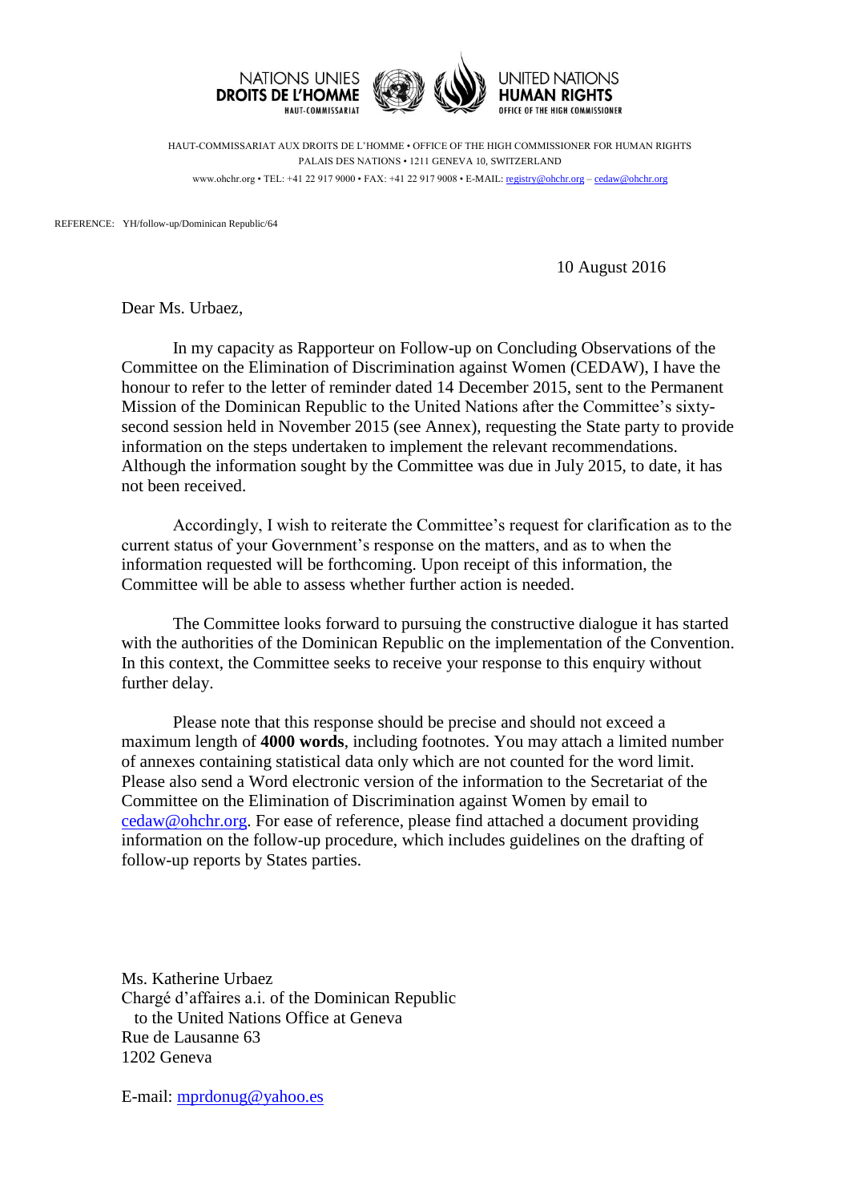NATIONS UNIES
**DROITS DE L'HOMME**
HAUT-COMMISSARIAT

UNITED NATIONS
**HUMAN RIGHTS**
OFFICE OF THE HIGH COMMISSIONER

HAUT-COMMISSARIAT AUX DROITS DE L'HOMME • OFFICE OF THE HIGH COMMISSIONER FOR HUMAN RIGHTS
PALAIS DES NATIONS • 1211 GENEVA 10, SWITZERLAND
www.ohchr.org • TEL: +41 22 917 9000 • FAX: +41 22 917 9008 • E-MAIL: registry@ohchr.org – cedaw@ohchr.org

REFERENCE: YH/follow-up/Dominican Republic/64

10 August 2016

Dear Ms. Urbaez,

In my capacity as Rapporteur on Follow-up on Concluding Observations of the Committee on the Elimination of Discrimination against Women (CEDAW), I have the honour to refer to the letter of reminder dated 14 December 2015, sent to the Permanent Mission of the Dominican Republic to the United Nations after the Committee's sixty-second session held in November 2015 (see Annex), requesting the State party to provide information on the steps undertaken to implement the relevant recommendations. Although the information sought by the Committee was due in July 2015, to date, it has not been received.

Accordingly, I wish to reiterate the Committee's request for clarification as to the current status of your Government's response on the matters, and as to when the information requested will be forthcoming. Upon receipt of this information, the Committee will be able to assess whether further action is needed.

The Committee looks forward to pursuing the constructive dialogue it has started with the authorities of the Dominican Republic on the implementation of the Convention. In this context, the Committee seeks to receive your response to this enquiry without further delay.

Please note that this response should be precise and should not exceed a maximum length of **4000 words**, including footnotes. You may attach a limited number of annexes containing statistical data only which are not counted for the word limit. Please also send a Word electronic version of the information to the Secretariat of the Committee on the Elimination of Discrimination against Women by email to cedaw@ohchr.org. For ease of reference, please find attached a document providing information on the follow-up procedure, which includes guidelines on the drafting of follow-up reports by States parties.

Ms. Katherine Urbaez
Chargé d'affaires a.i. of the Dominican Republic
to the United Nations Office at Geneva
Rue de Lausanne 63
1202 Geneva

E-mail: mprdonug@yahoo.es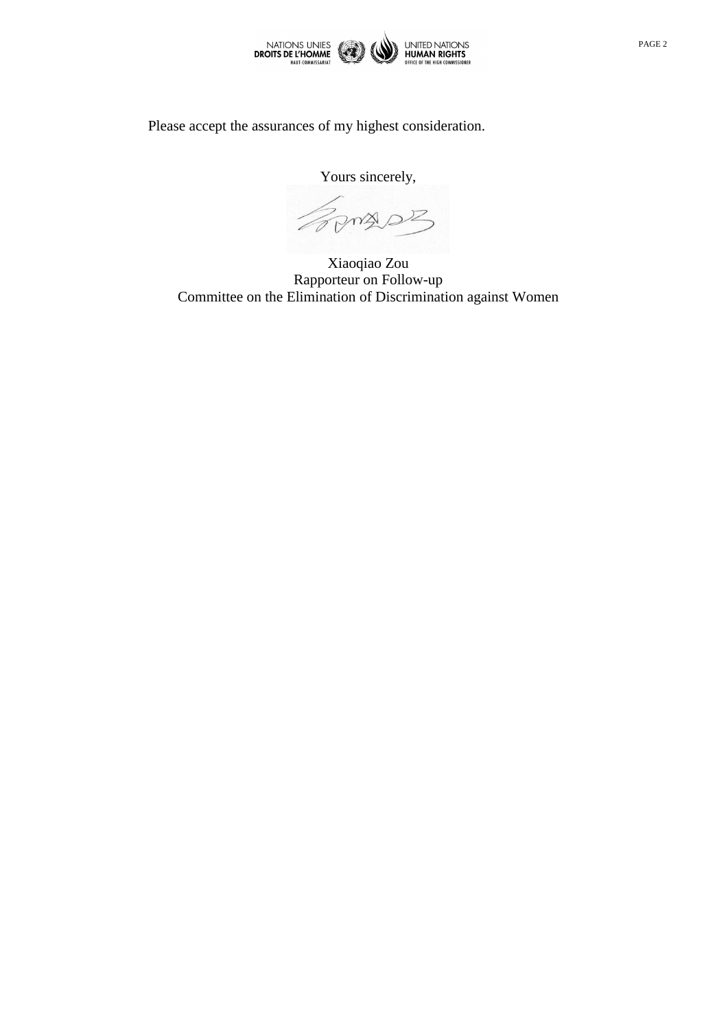Please accept the assurances of my highest consideration.

Yours sincerely,

Xiaoqiao Zou
Rapporteur on Follow-up
Committee on the Elimination of Discrimination against Women